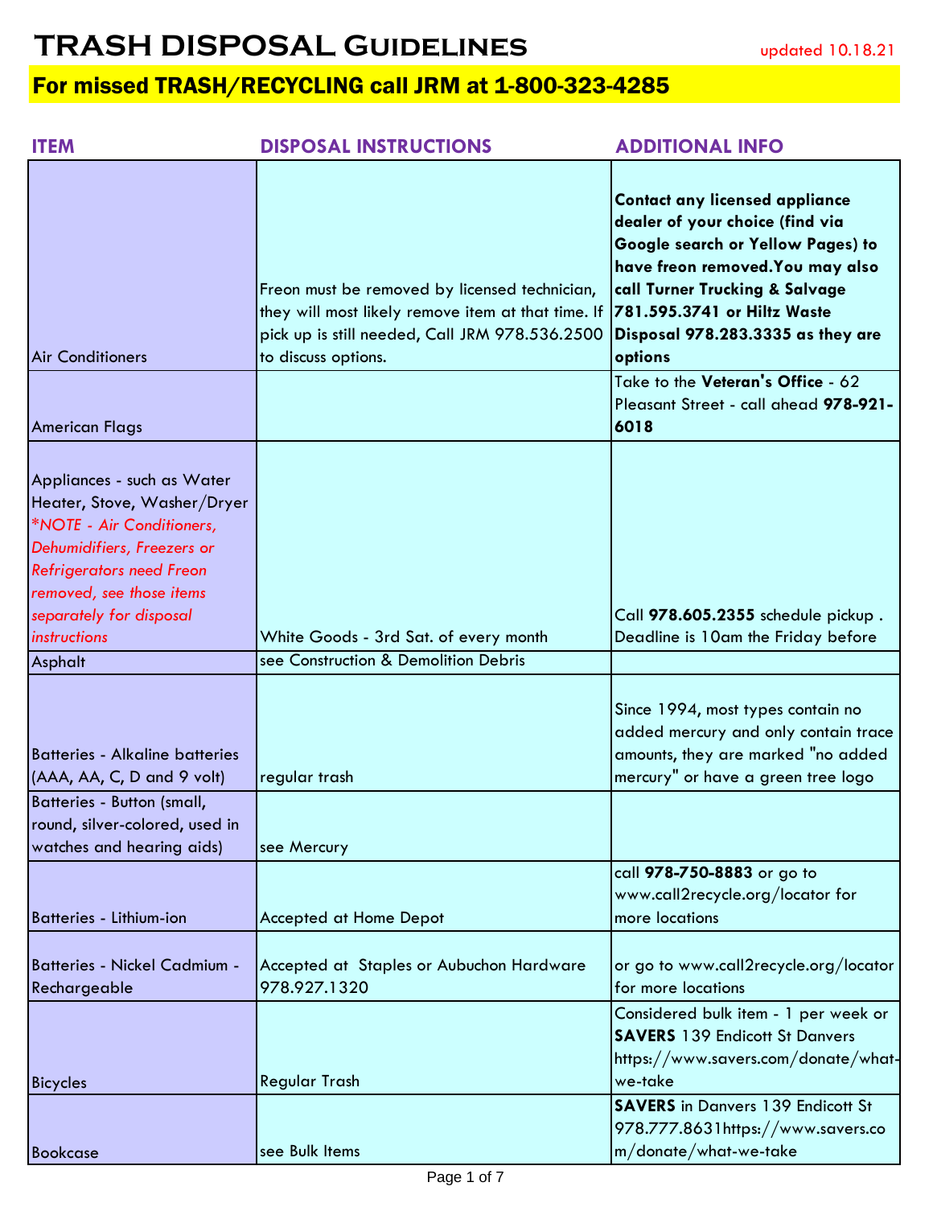# TRASH DISPOSAL Guidelines

updated 10.18.21

## For missed TRASH/RECYCLING call JRM at 1-800-323-4285

| ITEM | DISPOSAL INSTRUCTIONS | ADDITIONAL INFO |
|---|---|---|
| Air Conditioners | Freon must be removed by licensed technician, they will most likely remove item at that time. If pick up is still needed, Call JRM 978.536.2500 to discuss options. | **Contact any licensed appliance dealer of your choice (find via Google search or Yellow Pages) to have freon removed.You may also call Turner Trucking & Salvage 781.595.3741 or Hiltz Waste Disposal 978.283.3335 as they are options** |
| American Flags | | Take to the **Veteran's Office** - 62 Pleasant Street - call ahead **978-921-6018** |
| Appliances - such as Water Heater, Stove, Washer/Dryer *\*NOTE - Air Conditioners, Dehumidifiers, Freezers or Refrigerators need Freon removed, see those items separately for disposal instructions* | White Goods - 3rd Sat. of every month | Call **978.605.2355** schedule pickup . Deadline is 10am the Friday before |
| Asphalt | see Construction & Demolition Debris | |
| Batteries - Alkaline batteries (AAA, AA, C, D and 9 volt) | regular trash | Since 1994, most types contain no added mercury and only contain trace amounts, they are marked "no added mercury" or have a green tree logo |
| Batteries - Button (small, round, silver-colored, used in watches and hearing aids) | see Mercury | |
| Batteries - Lithium-ion | Accepted at Home Depot | call **978-750-8883** or go to www.call2recycle.org/locator for more locations |
| Batteries - Nickel Cadmium - Rechargeable | Accepted at Staples or Aubuchon Hardware 978.927.1320 | or go to www.call2recycle.org/locator for more locations |
| Bicycles | Regular Trash | Considered bulk item - 1 per week or **SAVERS** 139 Endicott St Danvers https://www.savers.com/donate/what-we-take |
| Bookcase | see Bulk Items | **SAVERS** in Danvers 139 Endicott St 978.777.8631https://www.savers.com/donate/what-we-take |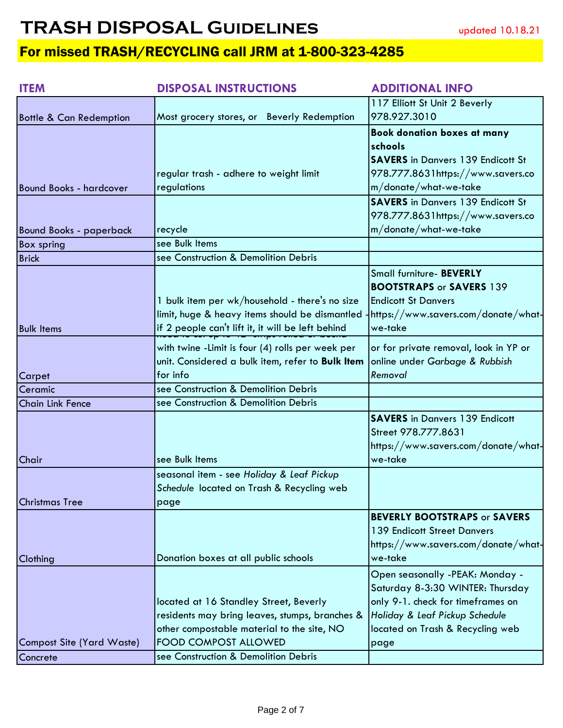# TRASH DISPOSAL Guidelines

updated 10.18.21

## For missed TRASH/RECYCLING call JRM at 1-800-323-4285

| ITEM | DISPOSAL INSTRUCTIONS | ADDITIONAL INFO |
|---|---|---|
| Bottle & Can Redemption | Most grocery stores, or Beverly Redemption | 117 Elliott St Unit 2 Beverly 978.927.3010 |
| Bound Books - hardcover | regular trash - adhere to weight limit regulations | **Book donation boxes at many schools** **SAVERS** in Danvers 139 Endicott St 978.777.8631https://www.savers.com/donate/what-we-take |
| Bound Books - paperback | recycle | **SAVERS** in Danvers 139 Endicott St 978.777.8631https://www.savers.com/donate/what-we-take |
| Box spring | see Bulk Items | |
| Brick | see Construction & Demolition Debris | |
| Bulk Items | 1 bulk item per wk/household - there's no size limit, huge & heavy items should be dismantled - if 2 people can't lift it, it will be left behind | Small furniture- **BEVERLY BOOTSTRAPS** or **SAVERS** 139 Endicott St Danvers https://www.savers.com/donate/what-we-take |
| Carpet | need to cut up to 42" strips rolled or bound with twine -Limit is four (4) rolls per week per unit. Considered a bulk item, refer to **Bulk Item** for info | or for private removal, look in YP or online under *Garbage & Rubbish Removal* |
| Ceramic | see Construction & Demolition Debris | |
| Chain Link Fence | see Construction & Demolition Debris | |
| Chair | see Bulk Items | **SAVERS** in Danvers 139 Endicott Street 978.777.8631 https://www.savers.com/donate/what-we-take |
| Christmas Tree | seasonal item - see *Holiday & Leaf Pickup Schedule* located on Trash & Recycling web page | |
| Clothing | Donation boxes at all public schools | **BEVERLY BOOTSTRAPS** or **SAVERS** 139 Endicott Street Danvers https://www.savers.com/donate/what-we-take |
| Compost Site (Yard Waste) | located at 16 Standley Street, Beverly residents may bring leaves, stumps, branches & other compostable material to the site, NO FOOD COMPOST ALLOWED | Open seasonally -PEAK: Monday - Saturday 8-3:30 WINTER: Thursday only 9-1. check for timeframes on *Holiday & Leaf Pickup Schedule* located on Trash & Recycling web page |
| Concrete | see Construction & Demolition Debris | |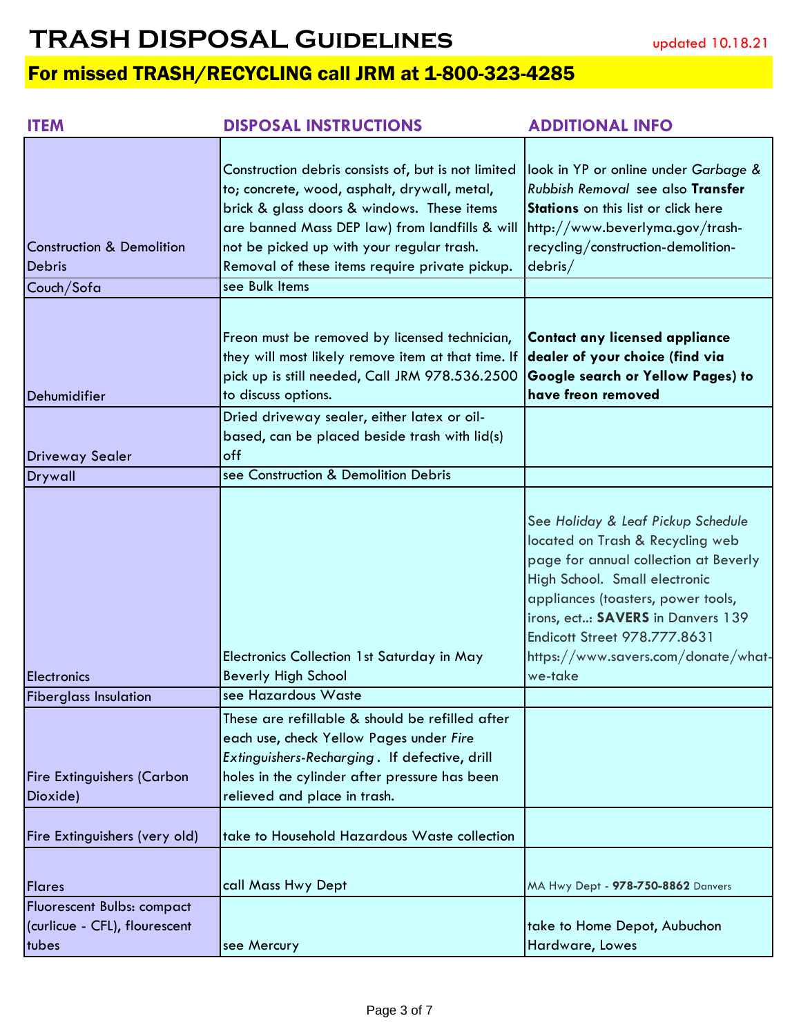# TRASH DISPOSAL Guidelines

updated 10.18.21

## For missed TRASH/RECYCLING call JRM at 1-800-323-4285

| ITEM | DISPOSAL INSTRUCTIONS | ADDITIONAL INFO |
|---|---|---|
| Construction & Demolition Debris | Construction debris consists of, but is not limited to; concrete, wood, asphalt, drywall, metal, brick & glass doors & windows. These items are banned Mass DEP law) from landfills & will not be picked up with your regular trash. Removal of these items require private pickup. | look in YP or online under *Garbage & Rubbish Removal* see also **Transfer Stations** on this list or click here http://www.beverlyma.gov/trash-recycling/construction-demolition-debris/ |
| Couch/Sofa | see Bulk Items | |
| Dehumidifier | Freon must be removed by licensed technician, they will most likely remove item at that time. If pick up is still needed, Call JRM 978.536.2500 to discuss options. | **Contact any licensed appliance dealer of your choice (find via Google search or Yellow Pages) to have freon removed** |
| Driveway Sealer | Dried driveway sealer, either latex or oil-based, can be placed beside trash with lid(s) off | |
| Drywall | see Construction & Demolition Debris | |
| Electronics | Electronics Collection 1st Saturday in May Beverly High School | See *Holiday & Leaf Pickup Schedule* located on Trash & Recycling web page for annual collection at Beverly High School. Small electronic appliances (toasters, power tools, irons, ect..: **SAVERS** in Danvers 139 Endicott Street 978.777.8631 https://www.savers.com/donate/what-we-take |
| Fiberglass Insulation | see Hazardous Waste | |
| Fire Extinguishers (Carbon Dioxide) | These are refillable & should be refilled after each use, check Yellow Pages under *Fire Extinguishers-Recharging*. If defective, drill holes in the cylinder after pressure has been relieved and place in trash. | |
| Fire Extinguishers (very old) | take to Household Hazardous Waste collection | |
| Flares | call Mass Hwy Dept | MA Hwy Dept - **978-750-8862** Danvers |
| Fluorescent Bulbs: compact (curlicue - CFL), flourescent tubes | see Mercury | take to Home Depot, Aubuchon Hardware, Lowes |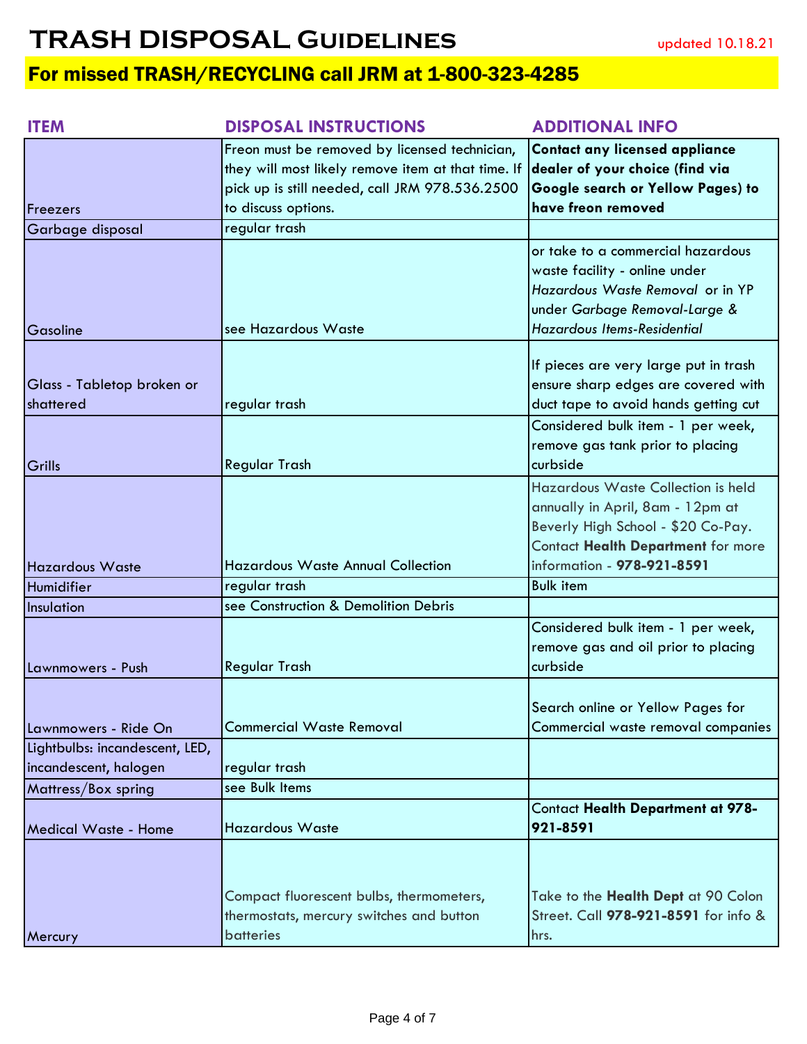# TRASH DISPOSAL Guidelines

updated 10.18.21

## For missed TRASH/RECYCLING call JRM at 1-800-323-4285

| ITEM | DISPOSAL INSTRUCTIONS | ADDITIONAL INFO |
|---|---|---|
| Freezers | Freon must be removed by licensed technician, they will most likely remove item at that time. If pick up is still needed, call JRM 978.536.2500 to discuss options. | **Contact any licensed appliance dealer of your choice (find via Google search or Yellow Pages) to have freon removed** |
| Garbage disposal | regular trash | |
| Gasoline | see Hazardous Waste | or take to a commercial hazardous waste facility - online under *Hazardous Waste Removal* or in YP under *Garbage Removal-Large & Hazardous Items-Residential* |
| Glass - Tabletop broken or shattered | regular trash | If pieces are very large put in trash ensure sharp edges are covered with duct tape to avoid hands getting cut |
| Grills | Regular Trash | Considered bulk item - 1 per week, remove gas tank prior to placing curbside |
| Hazardous Waste | Hazardous Waste Annual Collection | Hazardous Waste Collection is held annually in April, 8am - 12pm at Beverly High School - $20 Co-Pay. Contact **Health Department** for more information - **978-921-8591** |
| Humidifier | regular trash | Bulk item |
| Insulation | see Construction & Demolition Debris | |
| Lawnmowers - Push | Regular Trash | Considered bulk item - 1 per week, remove gas and oil prior to placing curbside |
| Lawnmowers - Ride On | Commercial Waste Removal | Search online or Yellow Pages for Commercial waste removal companies |
| Lightbulbs: incandescent, LED, incandescent, halogen | regular trash | |
| Mattress/Box spring | see Bulk Items | |
| Medical Waste - Home | Hazardous Waste | Contact **Health Department at 978-921-8591** |
| Mercury | Compact fluorescent bulbs, thermometers, thermostats, mercury switches and button batteries | Take to the **Health Dept** at 90 Colon Street. Call **978-921-8591** for info & hrs. |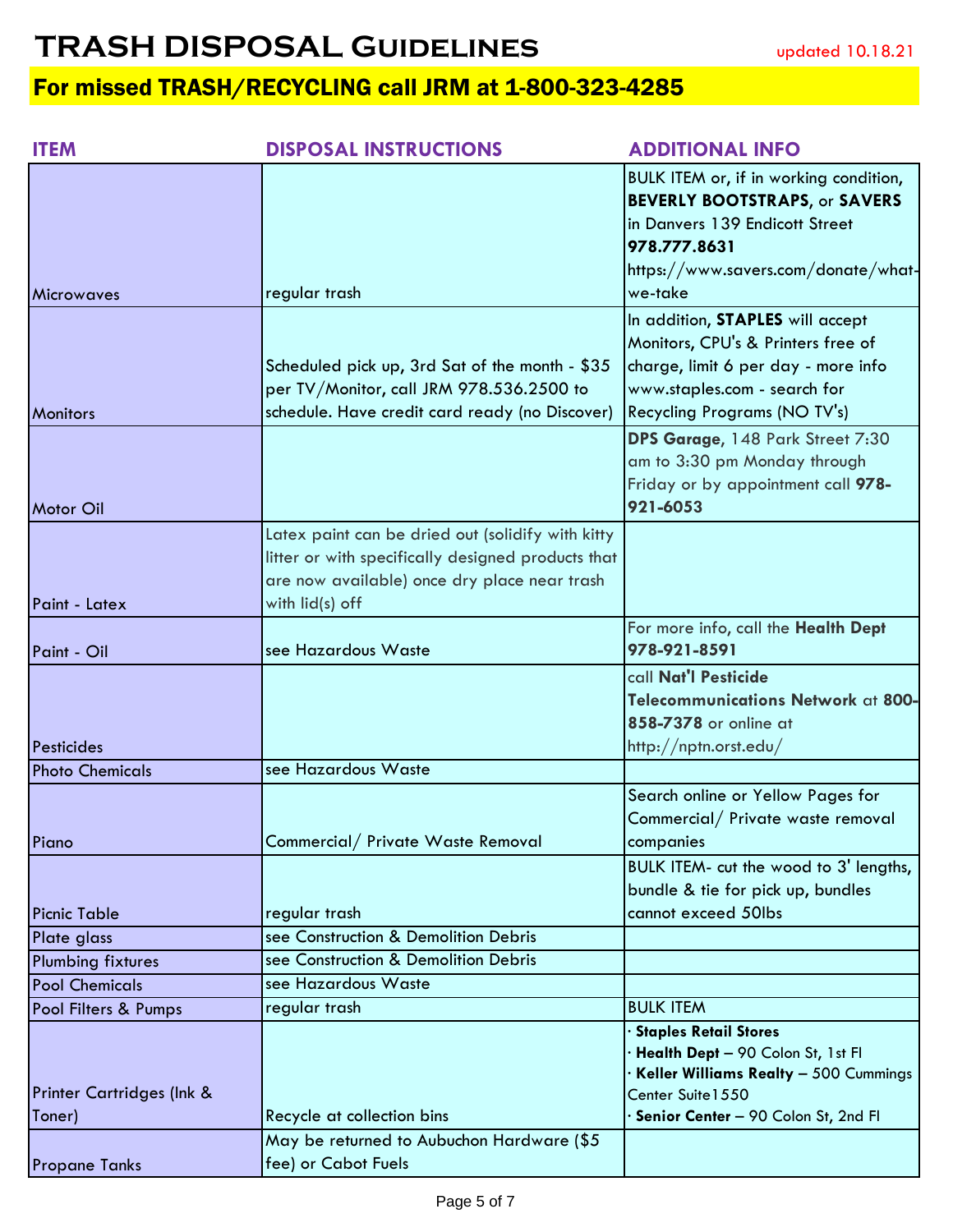# TRASH DISPOSAL Guidelines

updated 10.18.21

## For missed TRASH/RECYCLING call JRM at 1-800-323-4285

| ITEM | DISPOSAL INSTRUCTIONS | ADDITIONAL INFO |
|---|---|---|
| Microwaves | regular trash | BULK ITEM or, if in working condition, **BEVERLY BOOTSTRAPS**, or **SAVERS** in Danvers 139 Endicott Street **978.777.8631** https://www.savers.com/donate/what-we-take |
| Monitors | Scheduled pick up, 3rd Sat of the month - $35 per TV/Monitor, call JRM 978.536.2500 to schedule. Have credit card ready (no Discover) | In addition, **STAPLES** will accept Monitors, CPU's & Printers free of charge, limit 6 per day - more info www.staples.com - search for Recycling Programs (NO TV's) |
| Motor Oil | | **DPS Garage**, 148 Park Street 7:30 am to 3:30 pm Monday through Friday or by appointment call **978-921-6053** |
| Paint - Latex | Latex paint can be dried out (solidify with kitty litter or with specifically designed products that are now available) once dry place near trash with lid(s) off | |
| Paint - Oil | see Hazardous Waste | For more info, call the **Health Dept 978-921-8591** |
| Pesticides | | call **Nat'l Pesticide Telecommunications Network** at **800-858-7378** or online at http://nptn.orst.edu/ |
| Photo Chemicals | see Hazardous Waste | |
| Piano | Commercial/ Private Waste Removal | Search online or Yellow Pages for Commercial/ Private waste removal companies |
| Picnic Table | regular trash | BULK ITEM- cut the wood to 3' lengths, bundle & tie for pick up, bundles cannot exceed 50lbs |
| Plate glass | see Construction & Demolition Debris | |
| Plumbing fixtures | see Construction & Demolition Debris | |
| Pool Chemicals | see Hazardous Waste | |
| Pool Filters & Pumps | regular trash | BULK ITEM |
| Printer Cartridges (Ink & Toner) | Recycle at collection bins | · **Staples Retail Stores**<br>· **Health Dept** – 90 Colon St, 1st Fl<br>· **Keller Williams Realty** – 500 Cummings Center Suite1550<br>· **Senior Center** – 90 Colon St, 2nd Fl |
| Propane Tanks | May be returned to Aubuchon Hardware ($5 fee) or Cabot Fuels | |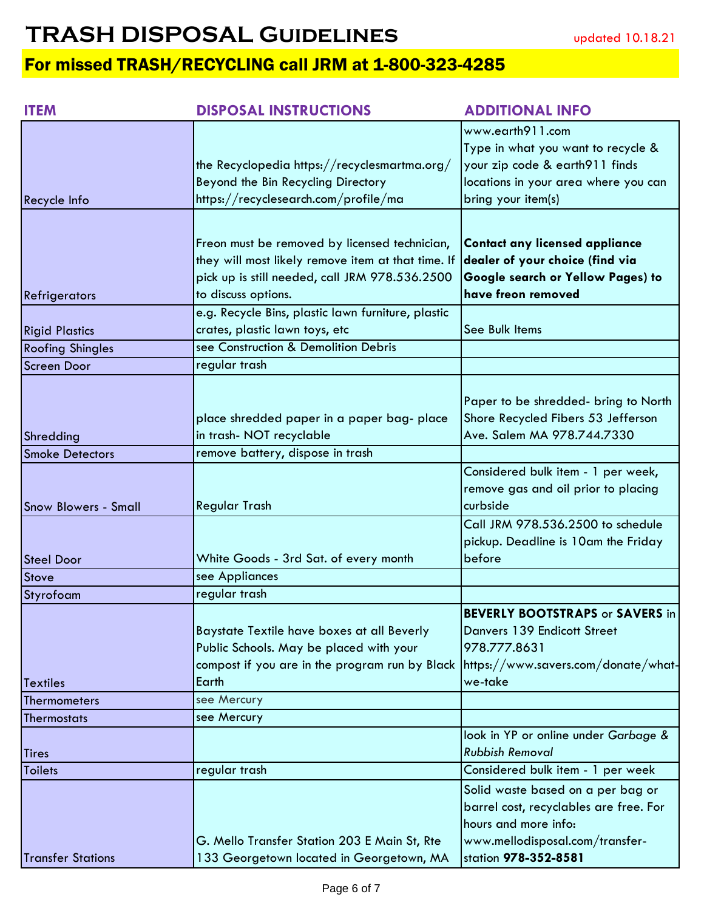# TRASH DISPOSAL Guidelines

updated 10.18.21

## For missed TRASH/RECYCLING call JRM at 1-800-323-4285

| ITEM | DISPOSAL INSTRUCTIONS | ADDITIONAL INFO |
|---|---|---|
| Recycle Info | the Recyclopedia https://recyclesmartma.org/ Beyond the Bin Recycling Directory https://recyclesearch.com/profile/ma | www.earth911.com Type in what you want to recycle & your zip code & earth911 finds locations in your area where you can bring your item(s) |
| Refrigerators | Freon must be removed by licensed technician, they will most likely remove item at that time. If pick up is still needed, call JRM 978.536.2500 to discuss options. | **Contact any licensed appliance dealer of your choice (find via Google search or Yellow Pages) to have freon removed** |
| Rigid Plastics | e.g. Recycle Bins, plastic lawn furniture, plastic crates, plastic lawn toys, etc | See Bulk Items |
| Roofing Shingles | see Construction & Demolition Debris | |
| Screen Door | regular trash | |
| Shredding | place shredded paper in a paper bag- place in trash- NOT recyclable | Paper to be shredded- bring to North Shore Recycled Fibers 53 Jefferson Ave. Salem MA 978.744.7330 |
| Smoke Detectors | remove battery, dispose in trash | |
| Snow Blowers - Small | Regular Trash | Considered bulk item - 1 per week, remove gas and oil prior to placing curbside |
| Steel Door | White Goods - 3rd Sat. of every month | Call JRM 978.536.2500 to schedule pickup. Deadline is 10am the Friday before |
| Stove | see Appliances | |
| Styrofoam | regular trash | |
| Textiles | Baystate Textile have boxes at all Beverly Public Schools. May be placed with your compost if you are in the program run by Black Earth | **BEVERLY BOOTSTRAPS** or **SAVERS** in Danvers 139 Endicott Street 978.777.8631 https://www.savers.com/donate/what-we-take |
| Thermometers | see Mercury | |
| Thermostats | see Mercury | |
| Tires | | look in YP or online under *Garbage & Rubbish Removal* |
| Toilets | regular trash | Considered bulk item - 1 per week |
| Transfer Stations | G. Mello Transfer Station 203 E Main St, Rte 133 Georgetown located in Georgetown, MA | Solid waste based on a per bag or barrel cost, recyclables are free. For hours and more info: www.mellodisposal.com/transfer-station **978-352-8581** |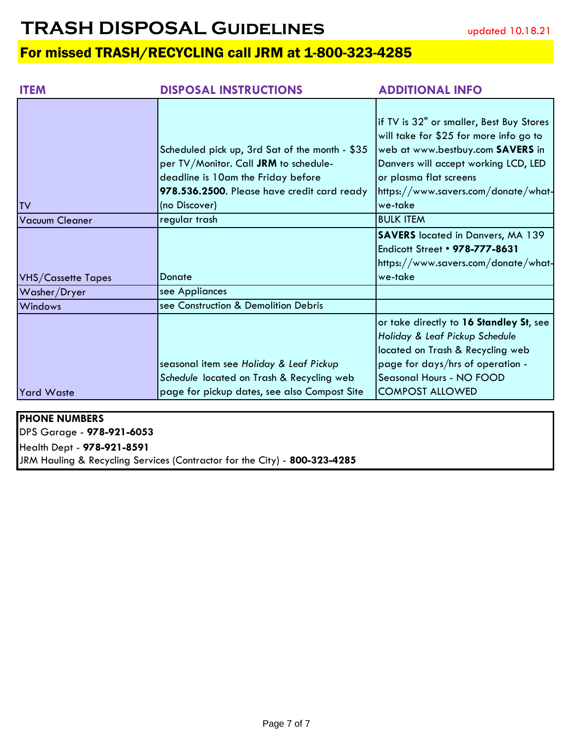# TRASH DISPOSAL Guidelines

updated 10.18.21

## For missed TRASH/RECYCLING call JRM at 1-800-323-4285

| ITEM | DISPOSAL INSTRUCTIONS | ADDITIONAL INFO |
|---|---|---|
| TV | Scheduled pick up, 3rd Sat of the month - $35 per TV/Monitor. Call **JRM** to schedule- deadline is 10am the Friday before **978.536.2500**. Please have credit card ready (no Discover) | if TV is 32" or smaller, Best Buy Stores will take for $25 for more info go to web at www.bestbuy.com **SAVERS** in Danvers will accept working LCD, LED or plasma flat screens https://www.savers.com/donate/what-we-take |
| Vacuum Cleaner | regular trash | BULK ITEM |
| VHS/Cassette Tapes | Donate | **SAVERS** located in Danvers, MA 139 Endicott Street • **978-777-8631** https://www.savers.com/donate/what-we-take |
| Washer/Dryer | see Appliances | |
| Windows | see Construction & Demolition Debris | |
| Yard Waste | seasonal item see *Holiday & Leaf Pickup Schedule* located on Trash & Recycling web page for pickup dates, see also Compost Site | or take directly to **16 Standley St**, see *Holiday & Leaf Pickup Schedule* located on Trash & Recycling web page for days/hrs of operation - Seasonal Hours - NO FOOD COMPOST ALLOWED |

**PHONE NUMBERS**

DPS Garage - **978-921-6053**

Health Dept - **978-921-8591**

JRM Hauling & Recycling Services (Contractor for the City) - **800-323-4285**